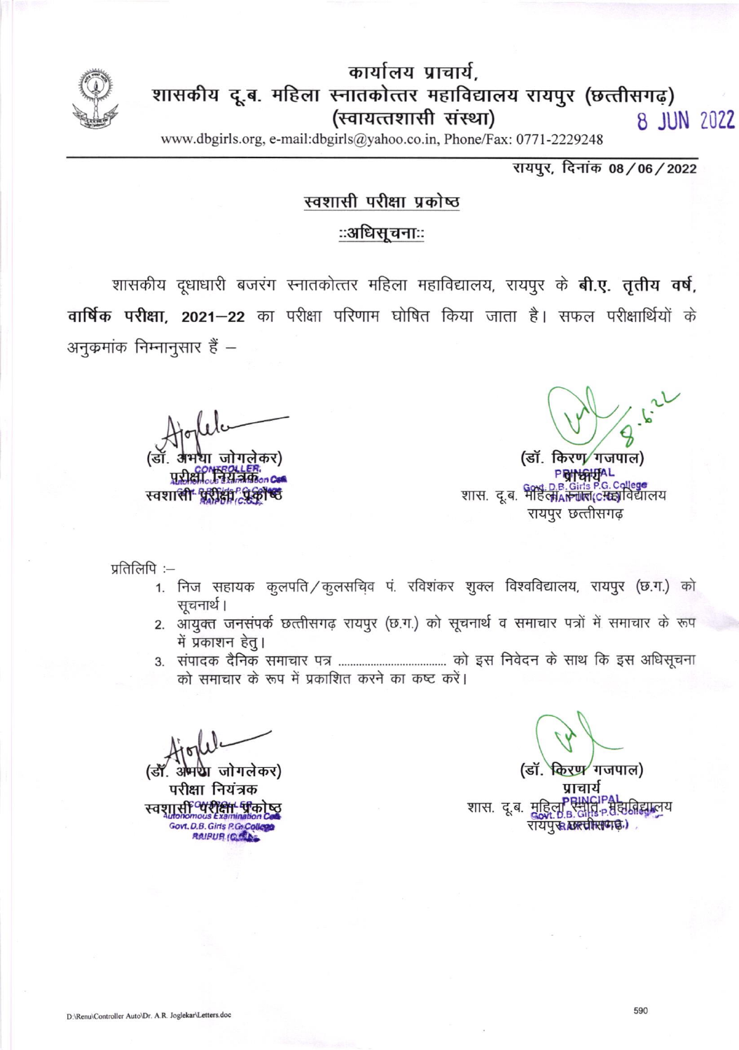# कार्यालय प्राचार्य,
# शासकीय दू.ब. महिला स्नातकोत्तर महाविद्यालय रायपुर (छत्तीसगढ़)
## (स्वायत्तशासी संस्था)

8 JUN 2022

www.dbgirls.org, e-mail:dbgirls@yahoo.co.in, Phone/Fax: 0771-2229248

रायपुर, दिनांक 08/06/2022

**स्वशासी परीक्षा प्रकोष्ठ**

**::अधिसूचना::**

शासकीय दूधाधारी बजरंग स्नातकोत्तर महिला महाविद्यालय, रायपुर के **बी.ए. तृतीय वर्ष, वार्षिक परीक्षा, 2021–22** का परीक्षा परिणाम घोषित किया जाता है। सफल परीक्षार्थियों के अनुक्रमांक निम्नानुसार हैं –

(डॉ. अभया जोगलेकर)
परीक्षा नियंत्रक
स्वशासी परीक्षा प्रकोष्ठ

(डॉ. किरण गजपाल)
प्राचार्य
शास. दू.ब. महिला स्नात. महाविद्यालय
रायपुर छत्तीसगढ़

प्रतिलिपि :–

1. निज सहायक कुलपति/कुलसचिव पं. रविशंकर शुक्ल विश्वविद्यालय, रायपुर (छ.ग.) को सूचनार्थ।
2. आयुक्त जनसंपर्क छत्तीसगढ़ रायपुर (छ.ग.) को सूचनार्थ व समाचार पत्रों में समाचार के रूप में प्रकाशन हेतु।
3. संपादक दैनिक समाचार पत्र ................................... को इस निवेदन के साथ कि इस अधिसूचना को समाचार के रूप में प्रकाशित करने का कष्ट करें।

(डॉ. अभया जोगलेकर)
परीक्षा नियंत्रक
स्वशासी परीक्षा प्रकोष्ठ

(डॉ. किरण गजपाल)
प्राचार्य
शास. दू.ब. महिला स्नात. महाविद्यालय
रायपुर (छत्तीसगढ़)

D:\Renu\Controller Auto\Dr. A.R. Joglekar\Letters.doc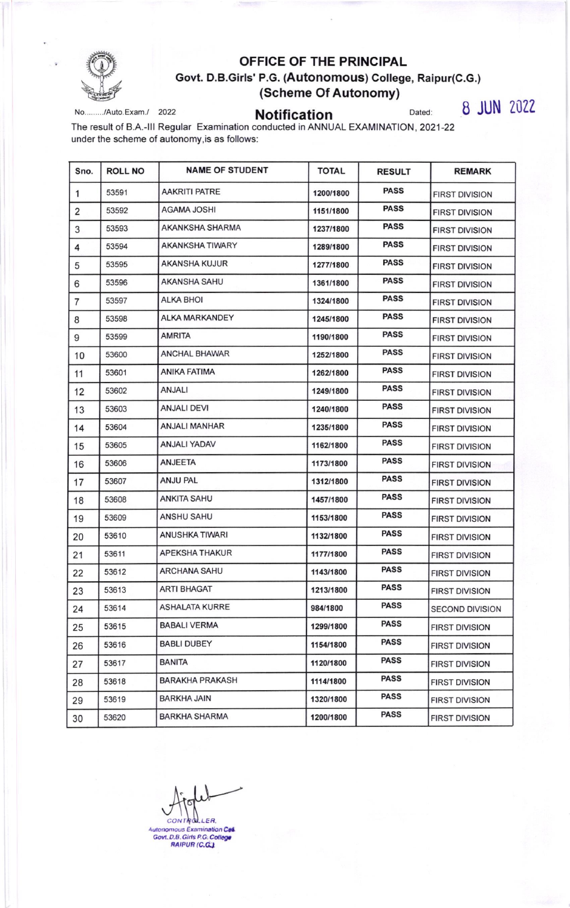## OFFICE OF THE PRINCIPAL

### Govt. D.B.Girls' P.G. (Autonomous) College, Raipur(C.G.)

### (Scheme Of Autonomy)

No........./Auto.Exam./ 2022 **Notification** Dated: 8 JUN 2022

The result of B.A.-III Regular Examination conducted in ANNUAL EXAMINATION, 2021-22 under the scheme of autonomy,is as follows:

| Sno. | ROLL NO | NAME OF STUDENT | TOTAL | RESULT | REMARK |
|---|---|---|---|---|---|
| 1 | 53591 | AAKRITI PATRE | 1200/1800 | PASS | FIRST DIVISION |
| 2 | 53592 | AGAMA JOSHI | 1151/1800 | PASS | FIRST DIVISION |
| 3 | 53593 | AKANKSHA SHARMA | 1237/1800 | PASS | FIRST DIVISION |
| 4 | 53594 | AKANKSHA TIWARY | 1289/1800 | PASS | FIRST DIVISION |
| 5 | 53595 | AKANSHA KUJUR | 1277/1800 | PASS | FIRST DIVISION |
| 6 | 53596 | AKANSHA SAHU | 1361/1800 | PASS | FIRST DIVISION |
| 7 | 53597 | ALKA BHOI | 1324/1800 | PASS | FIRST DIVISION |
| 8 | 53598 | ALKA MARKANDEY | 1245/1800 | PASS | FIRST DIVISION |
| 9 | 53599 | AMRITA | 1190/1800 | PASS | FIRST DIVISION |
| 10 | 53600 | ANCHAL BHAWAR | 1252/1800 | PASS | FIRST DIVISION |
| 11 | 53601 | ANIKA FATIMA | 1262/1800 | PASS | FIRST DIVISION |
| 12 | 53602 | ANJALI | 1249/1800 | PASS | FIRST DIVISION |
| 13 | 53603 | ANJALI DEVI | 1240/1800 | PASS | FIRST DIVISION |
| 14 | 53604 | ANJALI MANHAR | 1235/1800 | PASS | FIRST DIVISION |
| 15 | 53605 | ANJALI YADAV | 1162/1800 | PASS | FIRST DIVISION |
| 16 | 53606 | ANJEETA | 1173/1800 | PASS | FIRST DIVISION |
| 17 | 53607 | ANJU PAL | 1312/1800 | PASS | FIRST DIVISION |
| 18 | 53608 | ANKITA SAHU | 1457/1800 | PASS | FIRST DIVISION |
| 19 | 53609 | ANSHU SAHU | 1153/1800 | PASS | FIRST DIVISION |
| 20 | 53610 | ANUSHKA TIWARI | 1132/1800 | PASS | FIRST DIVISION |
| 21 | 53611 | APEKSHA THAKUR | 1177/1800 | PASS | FIRST DIVISION |
| 22 | 53612 | ARCHANA SAHU | 1143/1800 | PASS | FIRST DIVISION |
| 23 | 53613 | ARTI BHAGAT | 1213/1800 | PASS | FIRST DIVISION |
| 24 | 53614 | ASHALATA KURRE | 984/1800 | PASS | SECOND DIVISION |
| 25 | 53615 | BABALI VERMA | 1299/1800 | PASS | FIRST DIVISION |
| 26 | 53616 | BABLI DUBEY | 1154/1800 | PASS | FIRST DIVISION |
| 27 | 53617 | BANITA | 1120/1800 | PASS | FIRST DIVISION |
| 28 | 53618 | BARAKHA PRAKASH | 1114/1800 | PASS | FIRST DIVISION |
| 29 | 53619 | BARKHA JAIN | 1320/1800 | PASS | FIRST DIVISION |
| 30 | 53620 | BARKHA SHARMA | 1200/1800 | PASS | FIRST DIVISION |

CONTROLLER,
Autonomous Examination Cell
Govt. D.B. Girls P.G. College
RAIPUR (C.G.)